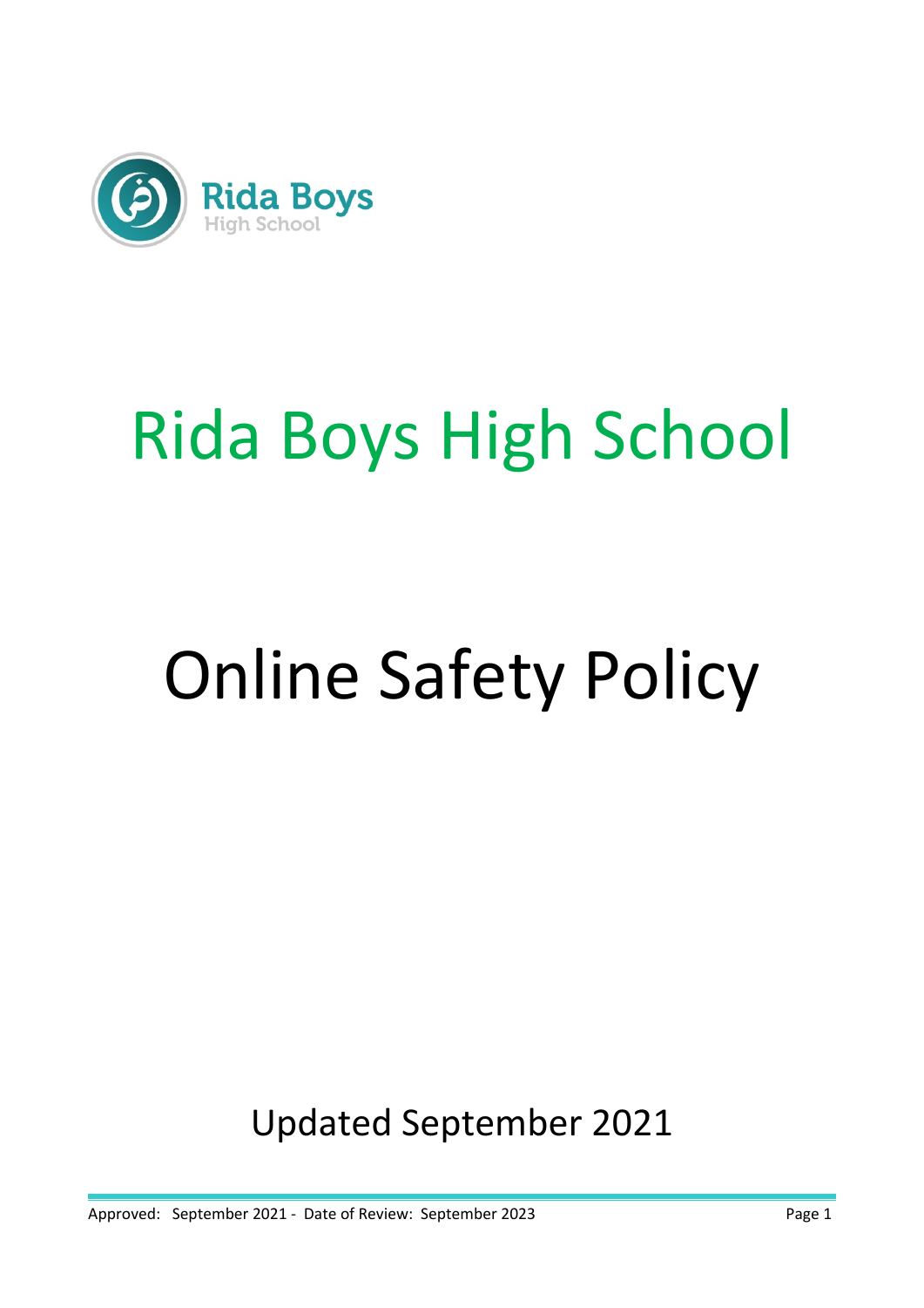Rida Boys
High School

# Rida Boys High School

# Online Safety Policy

Updated September 2021

Approved: September 2021 - Date of Review: September 2023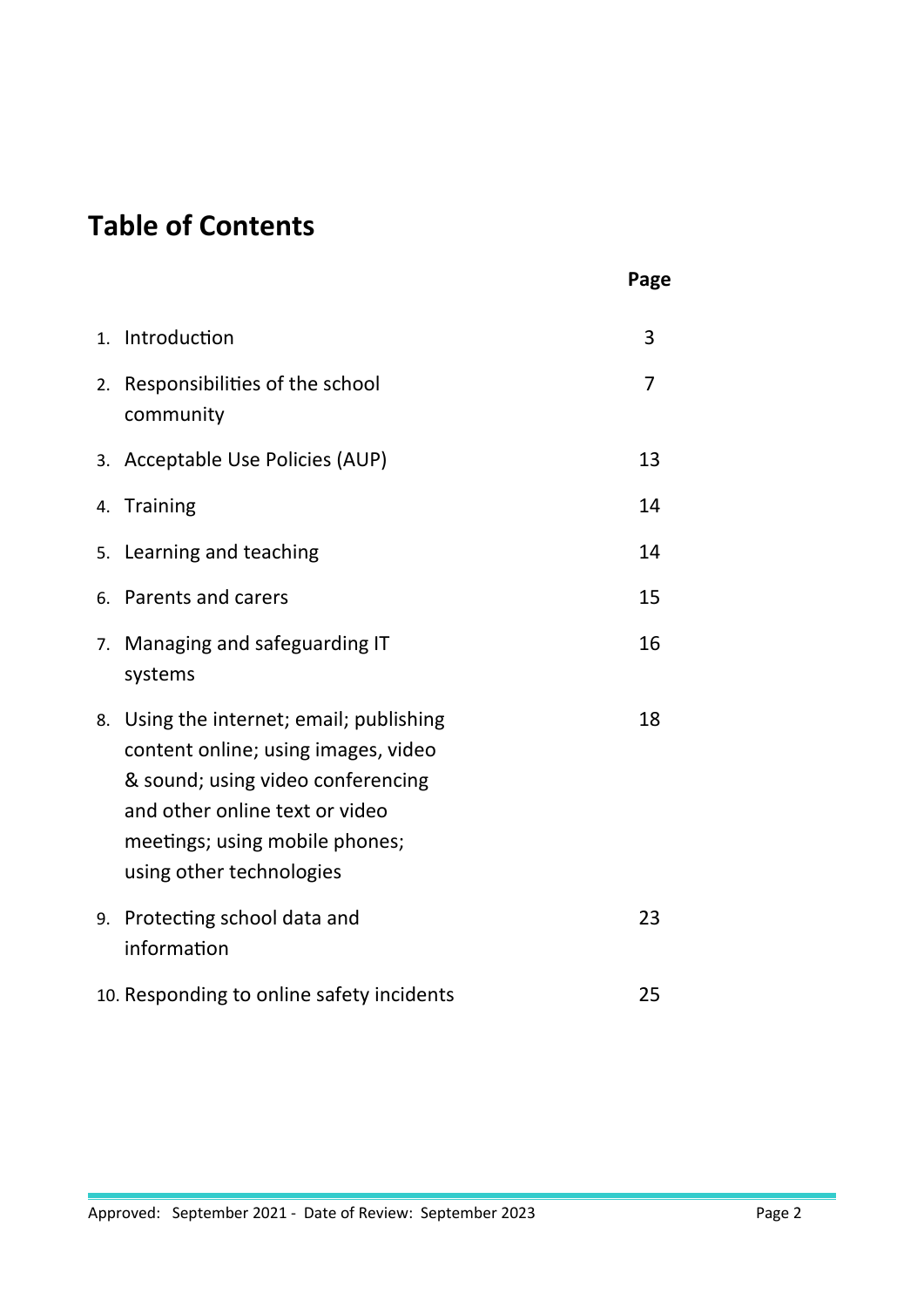## Table of Contents

| | | Page |
|---|---|---|
| 1. | Introduction | 3 |
| 2. | Responsibilities of the school community | 7 |
| 3. | Acceptable Use Policies (AUP) | 13 |
| 4. | Training | 14 |
| 5. | Learning and teaching | 14 |
| 6. | Parents and carers | 15 |
| 7. | Managing and safeguarding IT systems | 16 |
| 8. | Using the internet; email; publishing content online; using images, video & sound; using video conferencing and other online text or video meetings; using mobile phones; using other technologies | 18 |
| 9. | Protecting school data and information | 23 |
| 10. | Responding to online safety incidents | 25 |

Approved: September 2021 - Date of Review: September 2023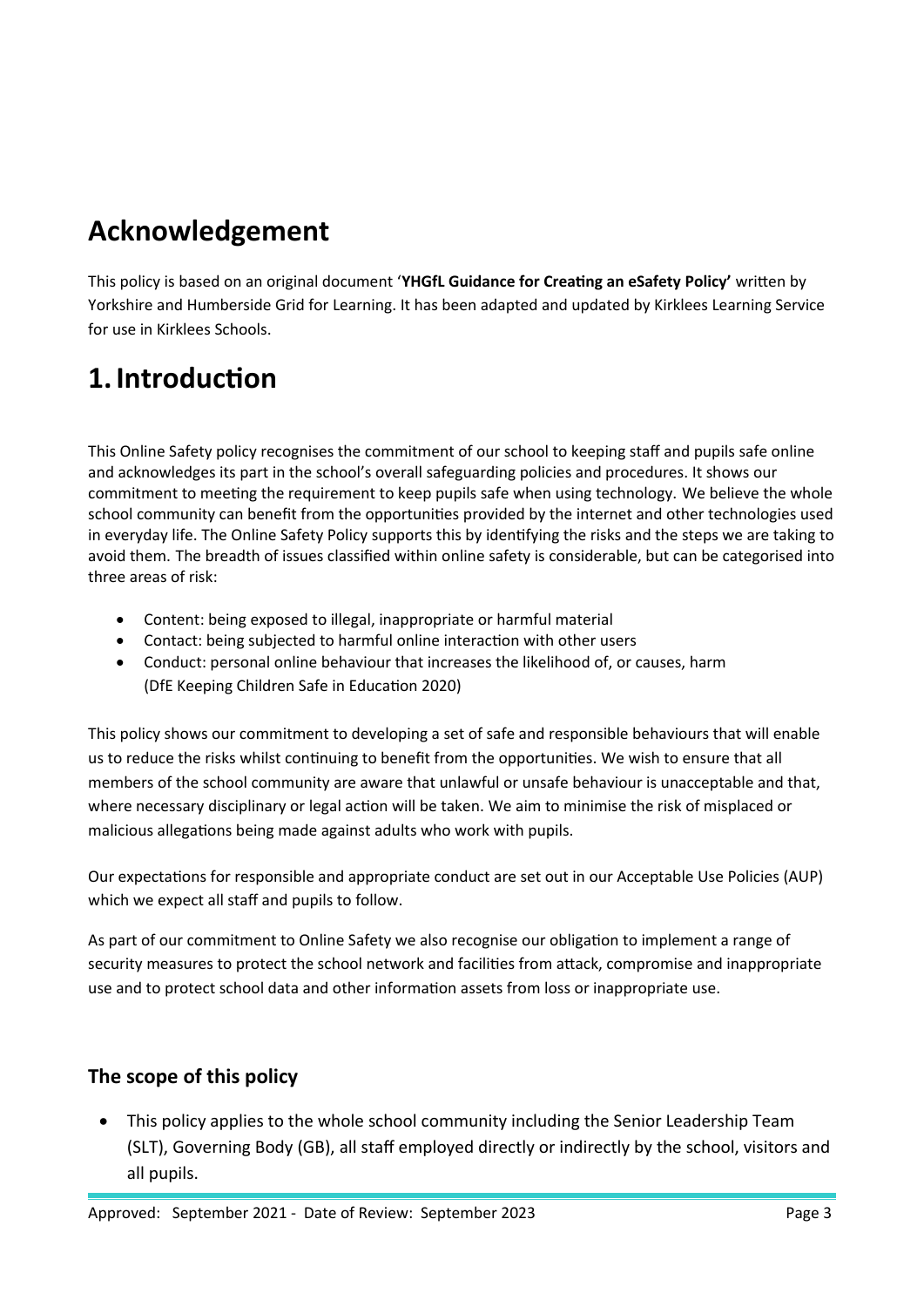# Acknowledgement

This policy is based on an original document '**YHGfL Guidance for Creating an eSafety Policy'** written by Yorkshire and Humberside Grid for Learning. It has been adapted and updated by Kirklees Learning Service for use in Kirklees Schools.

# 1. Introduction

This Online Safety policy recognises the commitment of our school to keeping staff and pupils safe online and acknowledges its part in the school's overall safeguarding policies and procedures. It shows our commitment to meeting the requirement to keep pupils safe when using technology. We believe the whole school community can benefit from the opportunities provided by the internet and other technologies used in everyday life. The Online Safety Policy supports this by identifying the risks and the steps we are taking to avoid them. The breadth of issues classified within online safety is considerable, but can be categorised into three areas of risk:

- Content: being exposed to illegal, inappropriate or harmful material
- Contact: being subjected to harmful online interaction with other users
- Conduct: personal online behaviour that increases the likelihood of, or causes, harm (DfE Keeping Children Safe in Education 2020)

This policy shows our commitment to developing a set of safe and responsible behaviours that will enable us to reduce the risks whilst continuing to benefit from the opportunities. We wish to ensure that all members of the school community are aware that unlawful or unsafe behaviour is unacceptable and that, where necessary disciplinary or legal action will be taken. We aim to minimise the risk of misplaced or malicious allegations being made against adults who work with pupils.

Our expectations for responsible and appropriate conduct are set out in our Acceptable Use Policies (AUP) which we expect all staff and pupils to follow.

As part of our commitment to Online Safety we also recognise our obligation to implement a range of security measures to protect the school network and facilities from attack, compromise and inappropriate use and to protect school data and other information assets from loss or inappropriate use.

### The scope of this policy

- This policy applies to the whole school community including the Senior Leadership Team (SLT), Governing Body (GB), all staff employed directly or indirectly by the school, visitors and all pupils.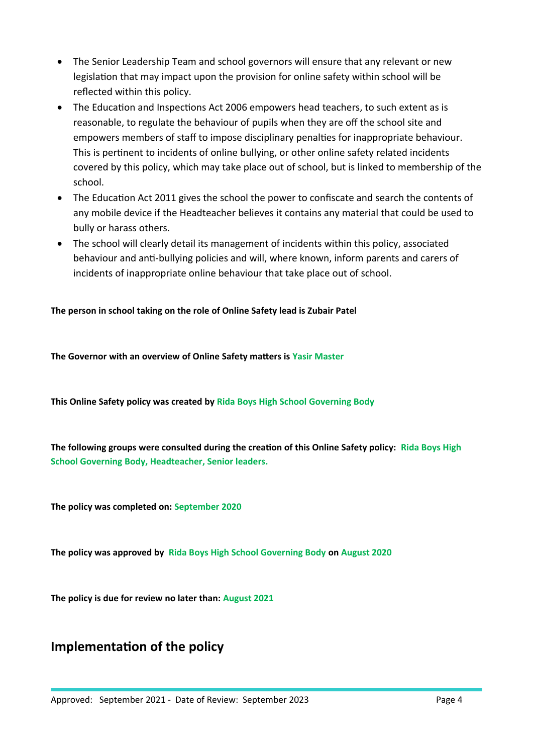- The Senior Leadership Team and school governors will ensure that any relevant or new legislation that may impact upon the provision for online safety within school will be reflected within this policy.
- The Education and Inspections Act 2006 empowers head teachers, to such extent as is reasonable, to regulate the behaviour of pupils when they are off the school site and empowers members of staff to impose disciplinary penalties for inappropriate behaviour. This is pertinent to incidents of online bullying, or other online safety related incidents covered by this policy, which may take place out of school, but is linked to membership of the school.
- The Education Act 2011 gives the school the power to confiscate and search the contents of any mobile device if the Headteacher believes it contains any material that could be used to bully or harass others.
- The school will clearly detail its management of incidents within this policy, associated behaviour and anti-bullying policies and will, where known, inform parents and carers of incidents of inappropriate online behaviour that take place out of school.

**The person in school taking on the role of Online Safety lead is Zubair Patel**

**The Governor with an overview of Online Safety matters is Yasir Master**

**This Online Safety policy was created by Rida Boys High School Governing Body**

**The following groups were consulted during the creation of this Online Safety policy: Rida Boys High School Governing Body, Headteacher, Senior leaders.**

**The policy was completed on: September 2020**

**The policy was approved by Rida Boys High School Governing Body on August 2020**

**The policy is due for review no later than: August 2021**

## Implementation of the policy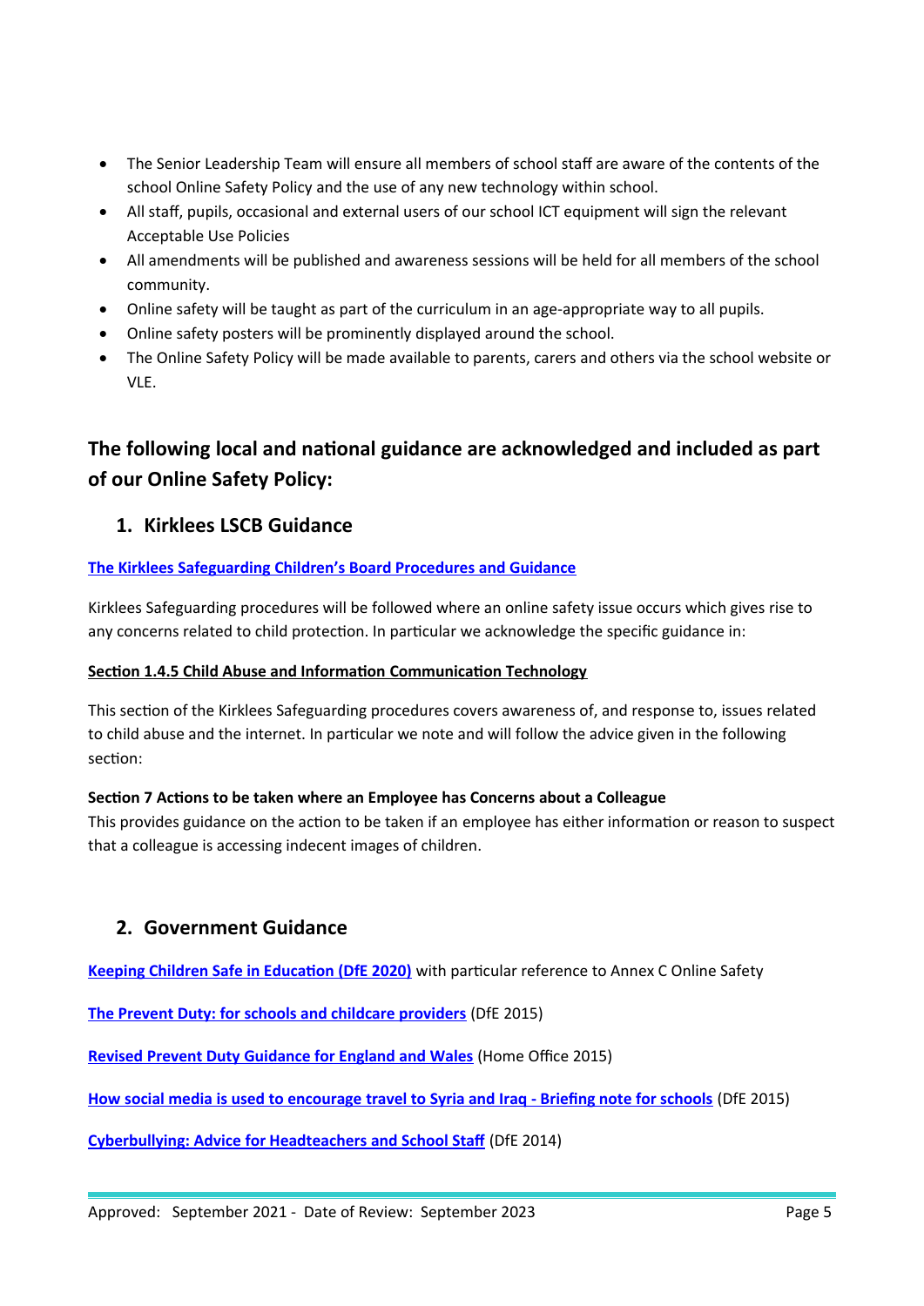- The Senior Leadership Team will ensure all members of school staff are aware of the contents of the school Online Safety Policy and the use of any new technology within school.
- All staff, pupils, occasional and external users of our school ICT equipment will sign the relevant Acceptable Use Policies
- All amendments will be published and awareness sessions will be held for all members of the school community.
- Online safety will be taught as part of the curriculum in an age-appropriate way to all pupils.
- Online safety posters will be prominently displayed around the school.
- The Online Safety Policy will be made available to parents, carers and others via the school website or VLE.

## The following local and national guidance are acknowledged and included as part of our Online Safety Policy:

### 1. Kirklees LSCB Guidance

**The Kirklees Safeguarding Children's Board Procedures and Guidance**

Kirklees Safeguarding procedures will be followed where an online safety issue occurs which gives rise to any concerns related to child protection. In particular we acknowledge the specific guidance in:

**Section 1.4.5 Child Abuse and Information Communication Technology**

This section of the Kirklees Safeguarding procedures covers awareness of, and response to, issues related to child abuse and the internet. In particular we note and will follow the advice given in the following section:

**Section 7 Actions to be taken where an Employee has Concerns about a Colleague**
This provides guidance on the action to be taken if an employee has either information or reason to suspect that a colleague is accessing indecent images of children.

### 2. Government Guidance

**Keeping Children Safe in Education (DfE 2020)** with particular reference to Annex C Online Safety

**The Prevent Duty: for schools and childcare providers** (DfE 2015)

**Revised Prevent Duty Guidance for England and Wales** (Home Office 2015)

**How social media is used to encourage travel to Syria and Iraq - Briefing note for schools** (DfE 2015)

**Cyberbullying: Advice for Headteachers and School Staff** (DfE 2014)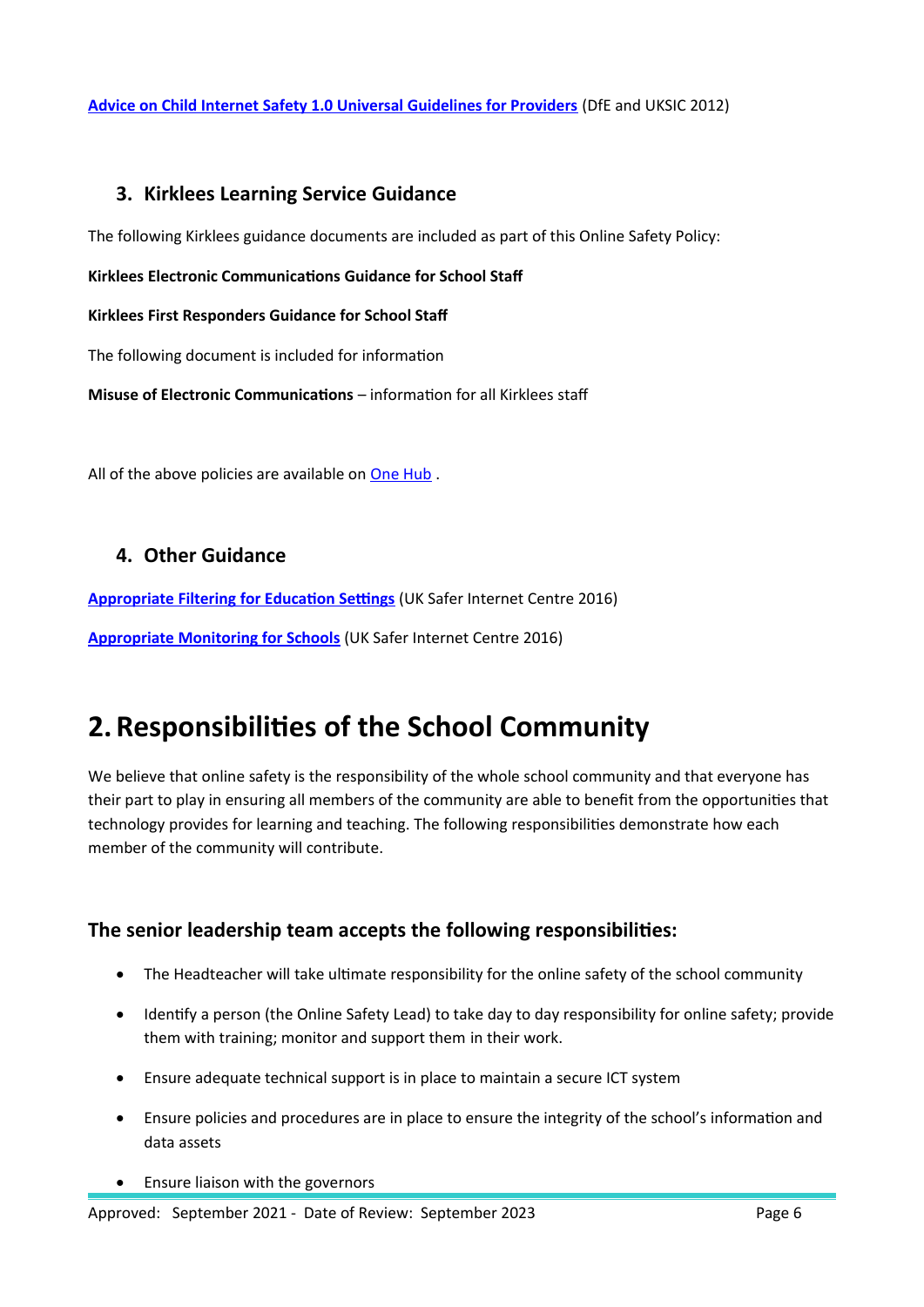**Advice on Child Internet Safety 1.0 Universal Guidelines for Providers** (DfE and UKSIC 2012)

### 3. Kirklees Learning Service Guidance

The following Kirklees guidance documents are included as part of this Online Safety Policy:

**Kirklees Electronic Communications Guidance for School Staff**

**Kirklees First Responders Guidance for School Staff**

The following document is included for information

**Misuse of Electronic Communications** – information for all Kirklees staff

All of the above policies are available on One Hub .

### 4. Other Guidance

**Appropriate Filtering for Education Settings** (UK Safer Internet Centre 2016)

**Appropriate Monitoring for Schools** (UK Safer Internet Centre 2016)

# 2. Responsibilities of the School Community

We believe that online safety is the responsibility of the whole school community and that everyone has their part to play in ensuring all members of the community are able to benefit from the opportunities that technology provides for learning and teaching. The following responsibilities demonstrate how each member of the community will contribute.

### The senior leadership team accepts the following responsibilities:

- The Headteacher will take ultimate responsibility for the online safety of the school community
- Identify a person (the Online Safety Lead) to take day to day responsibility for online safety; provide them with training; monitor and support them in their work.
- Ensure adequate technical support is in place to maintain a secure ICT system
- Ensure policies and procedures are in place to ensure the integrity of the school's information and data assets
- Ensure liaison with the governors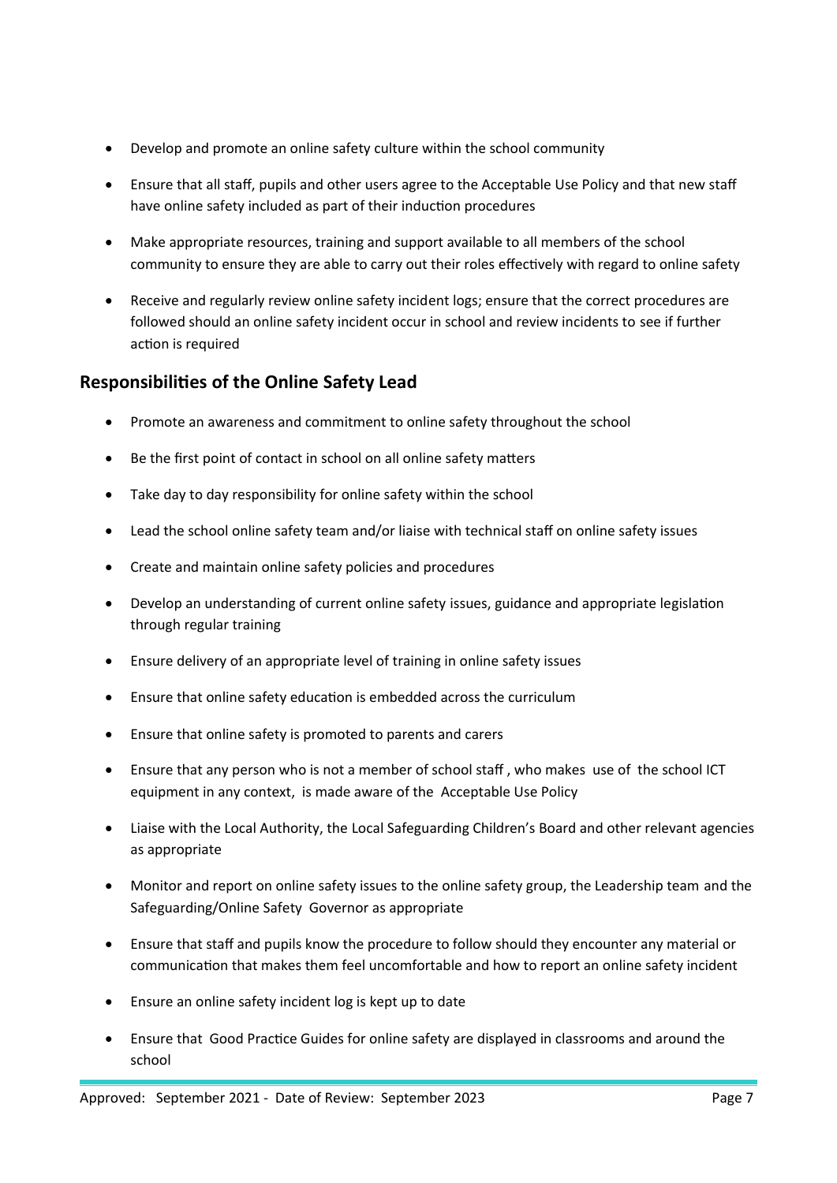- Develop and promote an online safety culture within the school community
- Ensure that all staff, pupils and other users agree to the Acceptable Use Policy and that new staff have online safety included as part of their induction procedures
- Make appropriate resources, training and support available to all members of the school community to ensure they are able to carry out their roles effectively with regard to online safety
- Receive and regularly review online safety incident logs; ensure that the correct procedures are followed should an online safety incident occur in school and review incidents to see if further action is required

## Responsibilities of the Online Safety Lead

- Promote an awareness and commitment to online safety throughout the school
- Be the first point of contact in school on all online safety matters
- Take day to day responsibility for online safety within the school
- Lead the school online safety team and/or liaise with technical staff on online safety issues
- Create and maintain online safety policies and procedures
- Develop an understanding of current online safety issues, guidance and appropriate legislation through regular training
- Ensure delivery of an appropriate level of training in online safety issues
- Ensure that online safety education is embedded across the curriculum
- Ensure that online safety is promoted to parents and carers
- Ensure that any person who is not a member of school staff , who makes use of the school ICT equipment in any context, is made aware of the Acceptable Use Policy
- Liaise with the Local Authority, the Local Safeguarding Children's Board and other relevant agencies as appropriate
- Monitor and report on online safety issues to the online safety group, the Leadership team and the Safeguarding/Online Safety Governor as appropriate
- Ensure that staff and pupils know the procedure to follow should they encounter any material or communication that makes them feel uncomfortable and how to report an online safety incident
- Ensure an online safety incident log is kept up to date
- Ensure that Good Practice Guides for online safety are displayed in classrooms and around the school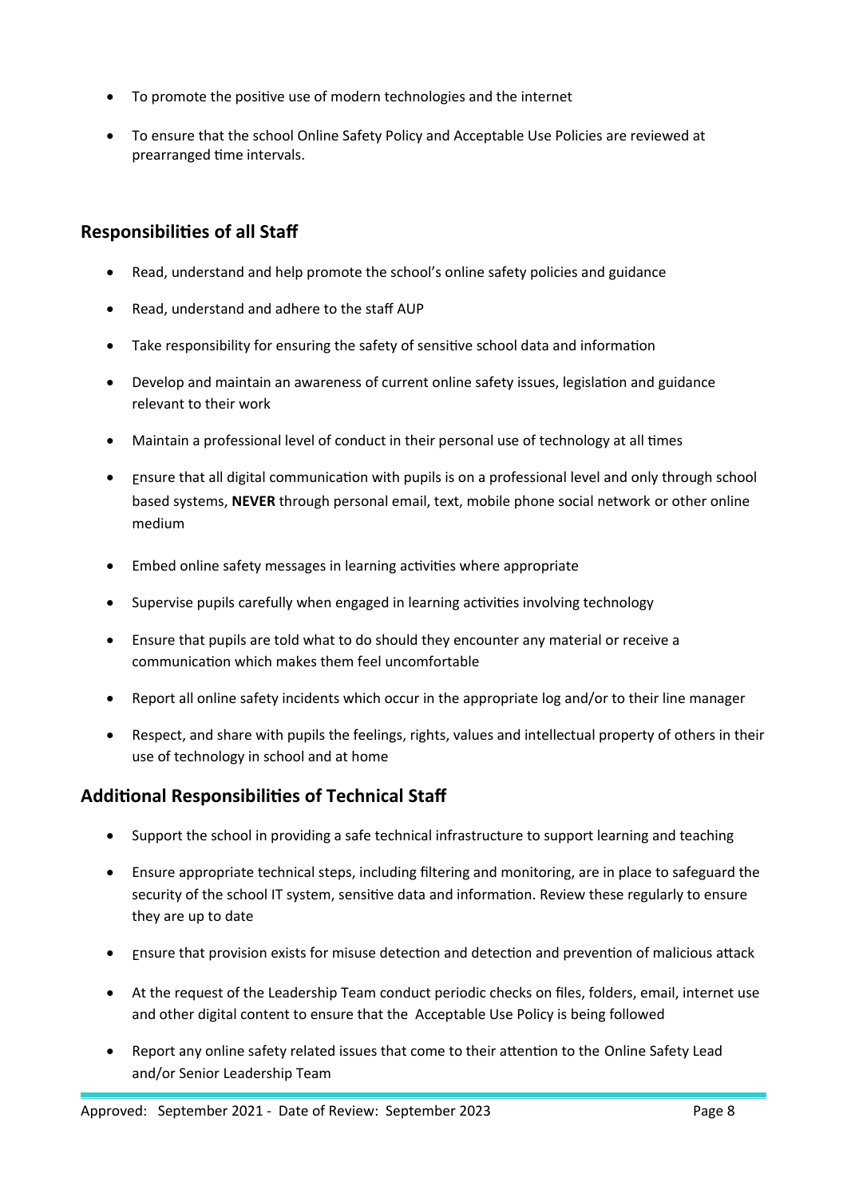- To promote the positive use of modern technologies and the internet
- To ensure that the school Online Safety Policy and Acceptable Use Policies are reviewed at prearranged time intervals.

## Responsibilities of all Staff

- Read, understand and help promote the school's online safety policies and guidance
- Read, understand and adhere to the staff AUP
- Take responsibility for ensuring the safety of sensitive school data and information
- Develop and maintain an awareness of current online safety issues, legislation and guidance relevant to their work
- Maintain a professional level of conduct in their personal use of technology at all times
- Ensure that all digital communication with pupils is on a professional level and only through school based systems, **NEVER** through personal email, text, mobile phone social network or other online medium
- Embed online safety messages in learning activities where appropriate
- Supervise pupils carefully when engaged in learning activities involving technology
- Ensure that pupils are told what to do should they encounter any material or receive a communication which makes them feel uncomfortable
- Report all online safety incidents which occur in the appropriate log and/or to their line manager
- Respect, and share with pupils the feelings, rights, values and intellectual property of others in their use of technology in school and at home

## Additional Responsibilities of Technical Staff

- Support the school in providing a safe technical infrastructure to support learning and teaching
- Ensure appropriate technical steps, including filtering and monitoring, are in place to safeguard the security of the school IT system, sensitive data and information. Review these regularly to ensure they are up to date
- Ensure that provision exists for misuse detection and detection and prevention of malicious attack
- At the request of the Leadership Team conduct periodic checks on files, folders, email, internet use and other digital content to ensure that the Acceptable Use Policy is being followed
- Report any online safety related issues that come to their attention to the Online Safety Lead and/or Senior Leadership Team

Approved: September 2021 - Date of Review: September 2023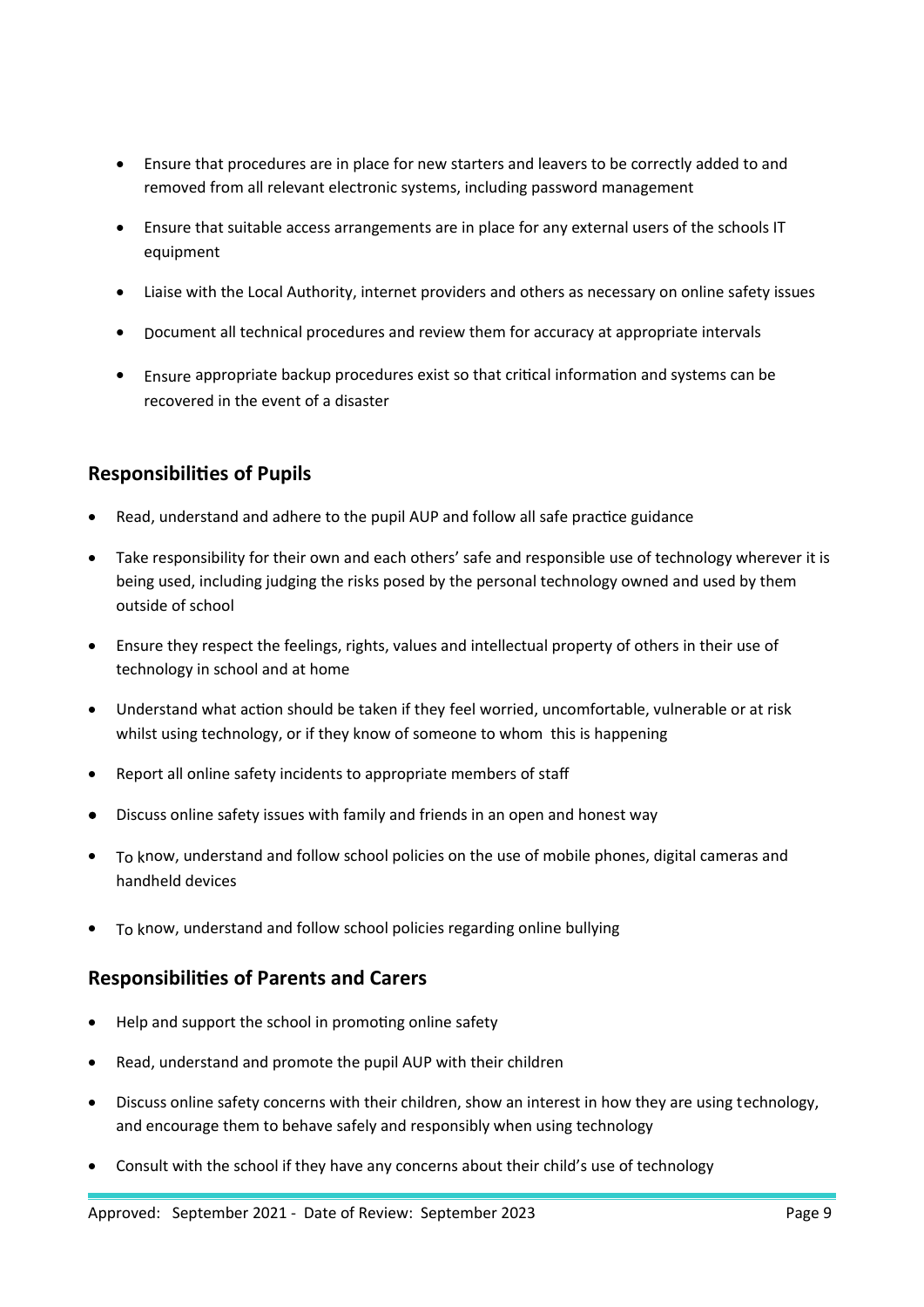- Ensure that procedures are in place for new starters and leavers to be correctly added to and removed from all relevant electronic systems, including password management
- Ensure that suitable access arrangements are in place for any external users of the schools IT equipment
- Liaise with the Local Authority, internet providers and others as necessary on online safety issues
- Document all technical procedures and review them for accuracy at appropriate intervals
- Ensure appropriate backup procedures exist so that critical information and systems can be recovered in the event of a disaster

## Responsibilities of Pupils

- Read, understand and adhere to the pupil AUP and follow all safe practice guidance
- Take responsibility for their own and each others' safe and responsible use of technology wherever it is being used, including judging the risks posed by the personal technology owned and used by them outside of school
- Ensure they respect the feelings, rights, values and intellectual property of others in their use of technology in school and at home
- Understand what action should be taken if they feel worried, uncomfortable, vulnerable or at risk whilst using technology, or if they know of someone to whom this is happening
- Report all online safety incidents to appropriate members of staff
- Discuss online safety issues with family and friends in an open and honest way
- To know, understand and follow school policies on the use of mobile phones, digital cameras and handheld devices
- To know, understand and follow school policies regarding online bullying

## Responsibilities of Parents and Carers

- Help and support the school in promoting online safety
- Read, understand and promote the pupil AUP with their children
- Discuss online safety concerns with their children, show an interest in how they are using technology, and encourage them to behave safely and responsibly when using technology
- Consult with the school if they have any concerns about their child's use of technology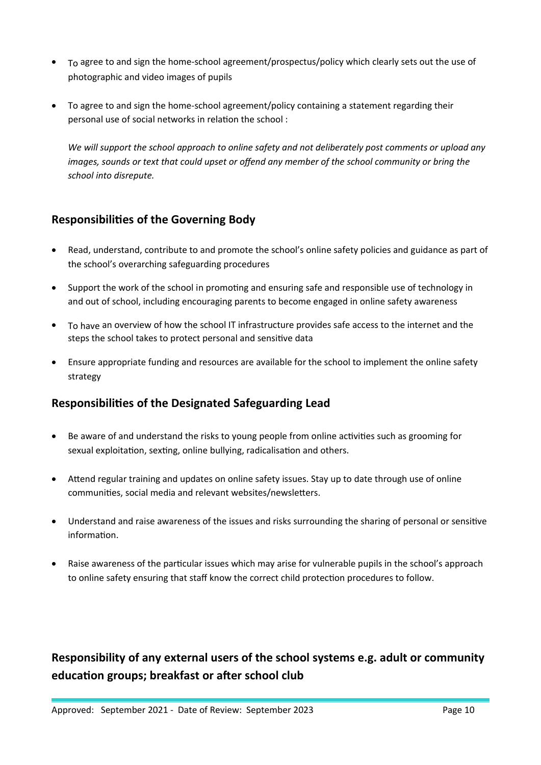- To agree to and sign the home-school agreement/prospectus/policy which clearly sets out the use of photographic and video images of pupils

- To agree to and sign the home-school agreement/policy containing a statement regarding their personal use of social networks in relation the school :

  *We will support the school approach to online safety and not deliberately post comments or upload any images, sounds or text that could upset or offend any member of the school community or bring the school into disrepute.*

## Responsibilities of the Governing Body

- Read, understand, contribute to and promote the school's online safety policies and guidance as part of the school's overarching safeguarding procedures

- Support the work of the school in promoting and ensuring safe and responsible use of technology in and out of school, including encouraging parents to become engaged in online safety awareness

- To have an overview of how the school IT infrastructure provides safe access to the internet and the steps the school takes to protect personal and sensitive data

- Ensure appropriate funding and resources are available for the school to implement the online safety strategy

## Responsibilities of the Designated Safeguarding Lead

- Be aware of and understand the risks to young people from online activities such as grooming for sexual exploitation, sexting, online bullying, radicalisation and others.

- Attend regular training and updates on online safety issues. Stay up to date through use of online communities, social media and relevant websites/newsletters.

- Understand and raise awareness of the issues and risks surrounding the sharing of personal or sensitive information.

- Raise awareness of the particular issues which may arise for vulnerable pupils in the school's approach to online safety ensuring that staff know the correct child protection procedures to follow.

## Responsibility of any external users of the school systems e.g. adult or community education groups; breakfast or after school club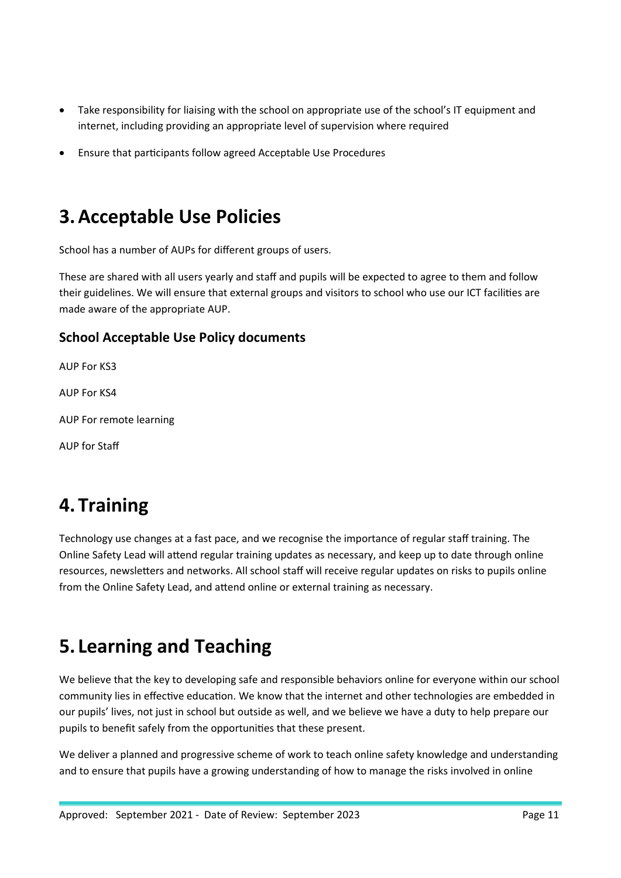- Take responsibility for liaising with the school on appropriate use of the school's IT equipment and internet, including providing an appropriate level of supervision where required
- Ensure that participants follow agreed Acceptable Use Procedures

# 3. Acceptable Use Policies

School has a number of AUPs for different groups of users.

These are shared with all users yearly and staff and pupils will be expected to agree to them and follow their guidelines. We will ensure that external groups and visitors to school who use our ICT facilities are made aware of the appropriate AUP.

### School Acceptable Use Policy documents

AUP For KS3

AUP For KS4

AUP For remote learning

AUP for Staff

# 4. Training

Technology use changes at a fast pace, and we recognise the importance of regular staff training. The Online Safety Lead will attend regular training updates as necessary, and keep up to date through online resources, newsletters and networks. All school staff will receive regular updates on risks to pupils online from the Online Safety Lead, and attend online or external training as necessary.

# 5. Learning and Teaching

We believe that the key to developing safe and responsible behaviors online for everyone within our school community lies in effective education. We know that the internet and other technologies are embedded in our pupils' lives, not just in school but outside as well, and we believe we have a duty to help prepare our pupils to benefit safely from the opportunities that these present.

We deliver a planned and progressive scheme of work to teach online safety knowledge and understanding and to ensure that pupils have a growing understanding of how to manage the risks involved in online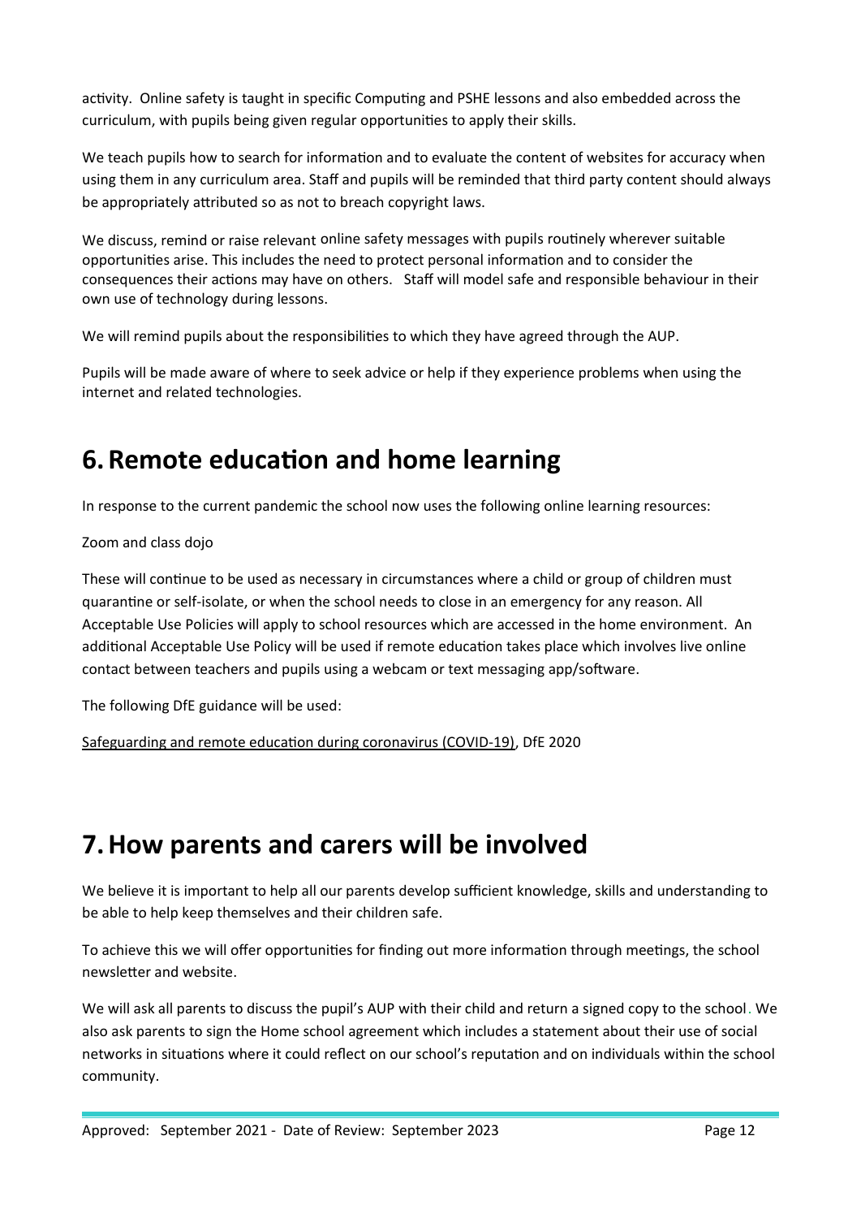activity. Online safety is taught in specific Computing and PSHE lessons and also embedded across the curriculum, with pupils being given regular opportunities to apply their skills.

We teach pupils how to search for information and to evaluate the content of websites for accuracy when using them in any curriculum area. Staff and pupils will be reminded that third party content should always be appropriately attributed so as not to breach copyright laws.

We discuss, remind or raise relevant online safety messages with pupils routinely wherever suitable opportunities arise. This includes the need to protect personal information and to consider the consequences their actions may have on others. Staff will model safe and responsible behaviour in their own use of technology during lessons.

We will remind pupils about the responsibilities to which they have agreed through the AUP.

Pupils will be made aware of where to seek advice or help if they experience problems when using the internet and related technologies.

# 6. Remote education and home learning

In response to the current pandemic the school now uses the following online learning resources:

Zoom and class dojo

These will continue to be used as necessary in circumstances where a child or group of children must quarantine or self-isolate, or when the school needs to close in an emergency for any reason. All Acceptable Use Policies will apply to school resources which are accessed in the home environment. An additional Acceptable Use Policy will be used if remote education takes place which involves live online contact between teachers and pupils using a webcam or text messaging app/software.

The following DfE guidance will be used:

Safeguarding and remote education during coronavirus (COVID-19), DfE 2020

# 7. How parents and carers will be involved

We believe it is important to help all our parents develop sufficient knowledge, skills and understanding to be able to help keep themselves and their children safe.

To achieve this we will offer opportunities for finding out more information through meetings, the school newsletter and website.

We will ask all parents to discuss the pupil's AUP with their child and return a signed copy to the school. We also ask parents to sign the Home school agreement which includes a statement about their use of social networks in situations where it could reflect on our school's reputation and on individuals within the school community.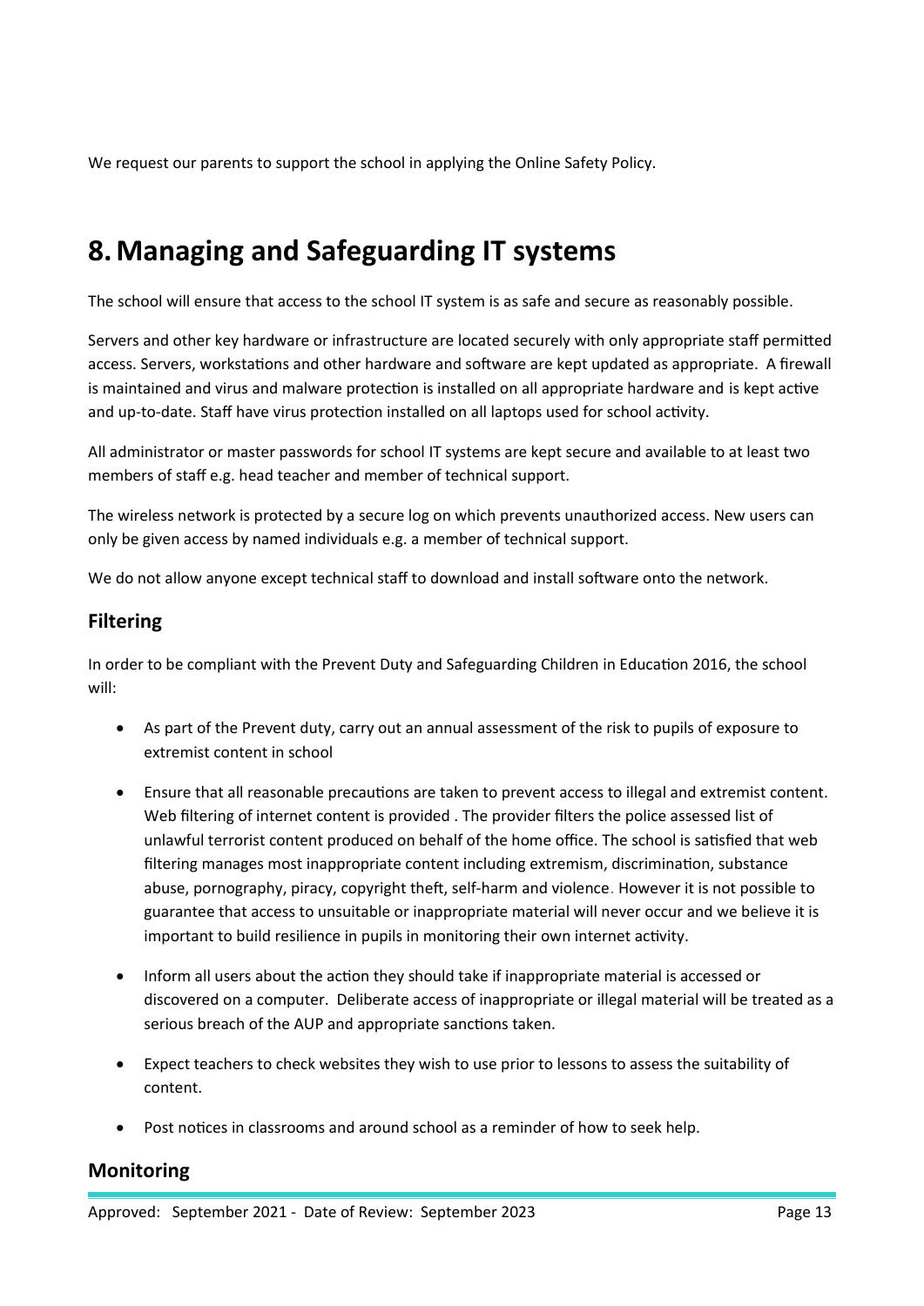We request our parents to support the school in applying the Online Safety Policy.

# 8. Managing and Safeguarding IT systems

The school will ensure that access to the school IT system is as safe and secure as reasonably possible.

Servers and other key hardware or infrastructure are located securely with only appropriate staff permitted access. Servers, workstations and other hardware and software are kept updated as appropriate. A firewall is maintained and virus and malware protection is installed on all appropriate hardware and is kept active and up-to-date. Staff have virus protection installed on all laptops used for school activity.

All administrator or master passwords for school IT systems are kept secure and available to at least two members of staff e.g. head teacher and member of technical support.

The wireless network is protected by a secure log on which prevents unauthorized access. New users can only be given access by named individuals e.g. a member of technical support.

We do not allow anyone except technical staff to download and install software onto the network.

## Filtering

In order to be compliant with the Prevent Duty and Safeguarding Children in Education 2016, the school will:

- As part of the Prevent duty, carry out an annual assessment of the risk to pupils of exposure to extremist content in school
- Ensure that all reasonable precautions are taken to prevent access to illegal and extremist content. Web filtering of internet content is provided . The provider filters the police assessed list of unlawful terrorist content produced on behalf of the home office. The school is satisfied that web filtering manages most inappropriate content including extremism, discrimination, substance abuse, pornography, piracy, copyright theft, self-harm and violence. However it is not possible to guarantee that access to unsuitable or inappropriate material will never occur and we believe it is important to build resilience in pupils in monitoring their own internet activity.
- Inform all users about the action they should take if inappropriate material is accessed or discovered on a computer. Deliberate access of inappropriate or illegal material will be treated as a serious breach of the AUP and appropriate sanctions taken.
- Expect teachers to check websites they wish to use prior to lessons to assess the suitability of content.
- Post notices in classrooms and around school as a reminder of how to seek help.

## Monitoring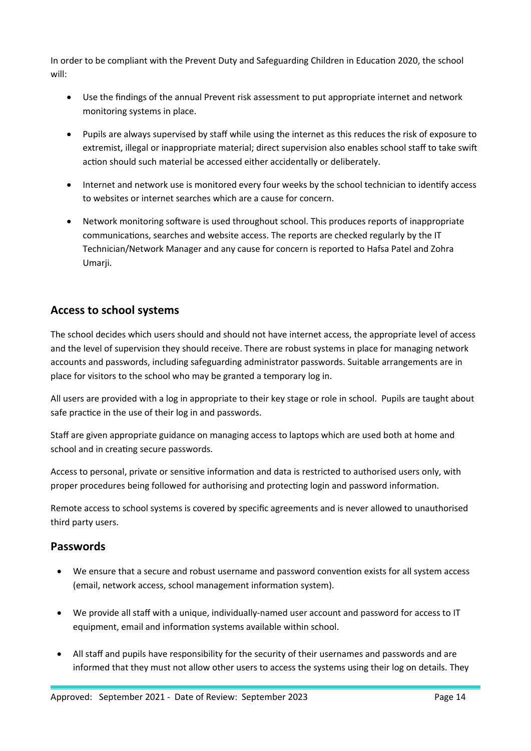In order to be compliant with the Prevent Duty and Safeguarding Children in Education 2020, the school will:

- Use the findings of the annual Prevent risk assessment to put appropriate internet and network monitoring systems in place.
- Pupils are always supervised by staff while using the internet as this reduces the risk of exposure to extremist, illegal or inappropriate material; direct supervision also enables school staff to take swift action should such material be accessed either accidentally or deliberately.
- Internet and network use is monitored every four weeks by the school technician to identify access to websites or internet searches which are a cause for concern.
- Network monitoring software is used throughout school. This produces reports of inappropriate communications, searches and website access. The reports are checked regularly by the IT Technician/Network Manager and any cause for concern is reported to Hafsa Patel and Zohra Umarji.

## Access to school systems

The school decides which users should and should not have internet access, the appropriate level of access and the level of supervision they should receive. There are robust systems in place for managing network accounts and passwords, including safeguarding administrator passwords. Suitable arrangements are in place for visitors to the school who may be granted a temporary log in.

All users are provided with a log in appropriate to their key stage or role in school. Pupils are taught about safe practice in the use of their log in and passwords.

Staff are given appropriate guidance on managing access to laptops which are used both at home and school and in creating secure passwords.

Access to personal, private or sensitive information and data is restricted to authorised users only, with proper procedures being followed for authorising and protecting login and password information.

Remote access to school systems is covered by specific agreements and is never allowed to unauthorised third party users.

## Passwords

- We ensure that a secure and robust username and password convention exists for all system access (email, network access, school management information system).
- We provide all staff with a unique, individually-named user account and password for access to IT equipment, email and information systems available within school.
- All staff and pupils have responsibility for the security of their usernames and passwords and are informed that they must not allow other users to access the systems using their log on details. They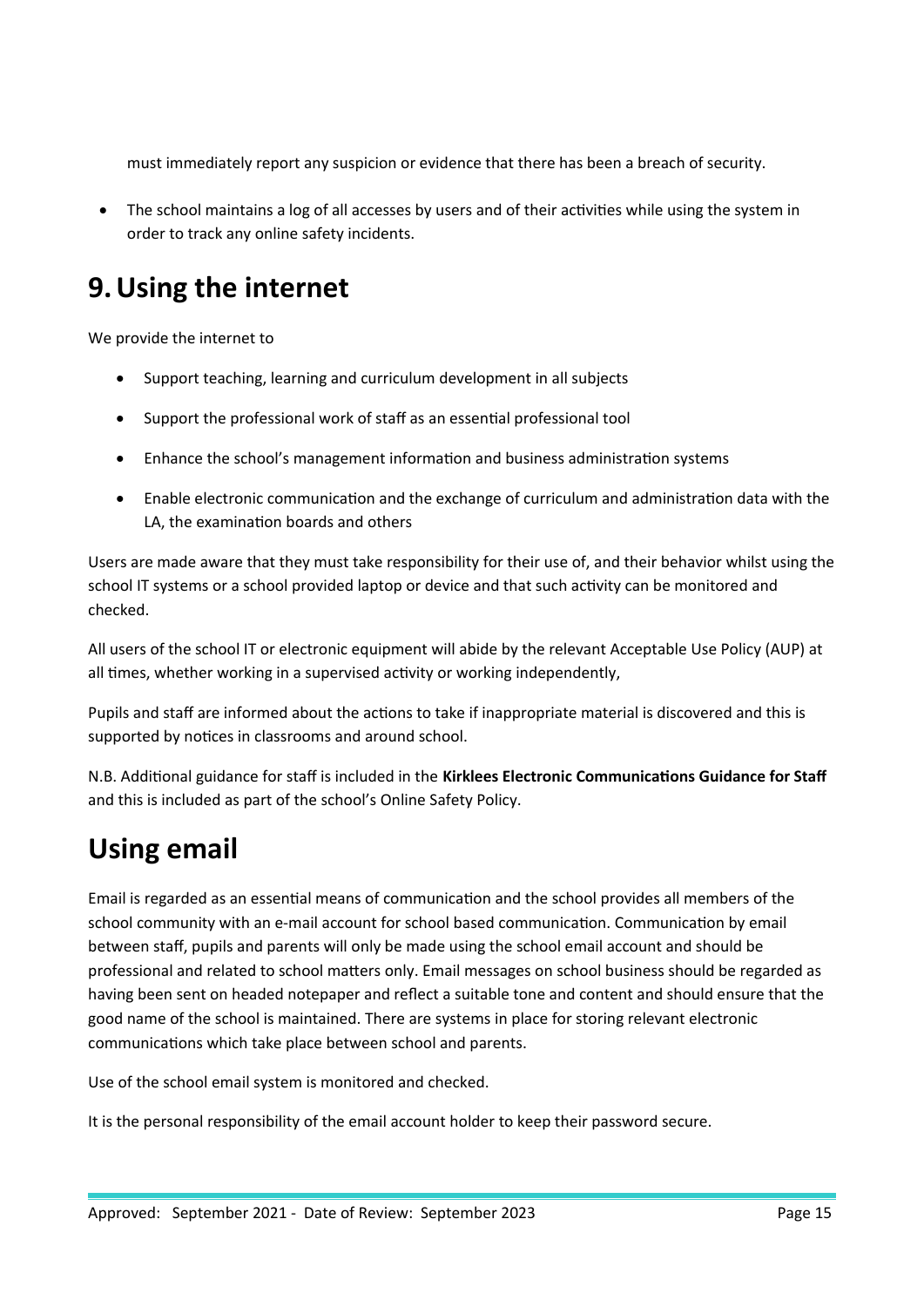must immediately report any suspicion or evidence that there has been a breach of security.

- The school maintains a log of all accesses by users and of their activities while using the system in order to track any online safety incidents.

# 9. Using the internet

We provide the internet to

- Support teaching, learning and curriculum development in all subjects
- Support the professional work of staff as an essential professional tool
- Enhance the school's management information and business administration systems
- Enable electronic communication and the exchange of curriculum and administration data with the LA, the examination boards and others

Users are made aware that they must take responsibility for their use of, and their behavior whilst using the school IT systems or a school provided laptop or device and that such activity can be monitored and checked.

All users of the school IT or electronic equipment will abide by the relevant Acceptable Use Policy (AUP) at all times, whether working in a supervised activity or working independently,

Pupils and staff are informed about the actions to take if inappropriate material is discovered and this is supported by notices in classrooms and around school.

N.B. Additional guidance for staff is included in the **Kirklees Electronic Communications Guidance for Staff** and this is included as part of the school's Online Safety Policy.

# Using email

Email is regarded as an essential means of communication and the school provides all members of the school community with an e-mail account for school based communication. Communication by email between staff, pupils and parents will only be made using the school email account and should be professional and related to school matters only. Email messages on school business should be regarded as having been sent on headed notepaper and reflect a suitable tone and content and should ensure that the good name of the school is maintained. There are systems in place for storing relevant electronic communications which take place between school and parents.

Use of the school email system is monitored and checked.

It is the personal responsibility of the email account holder to keep their password secure.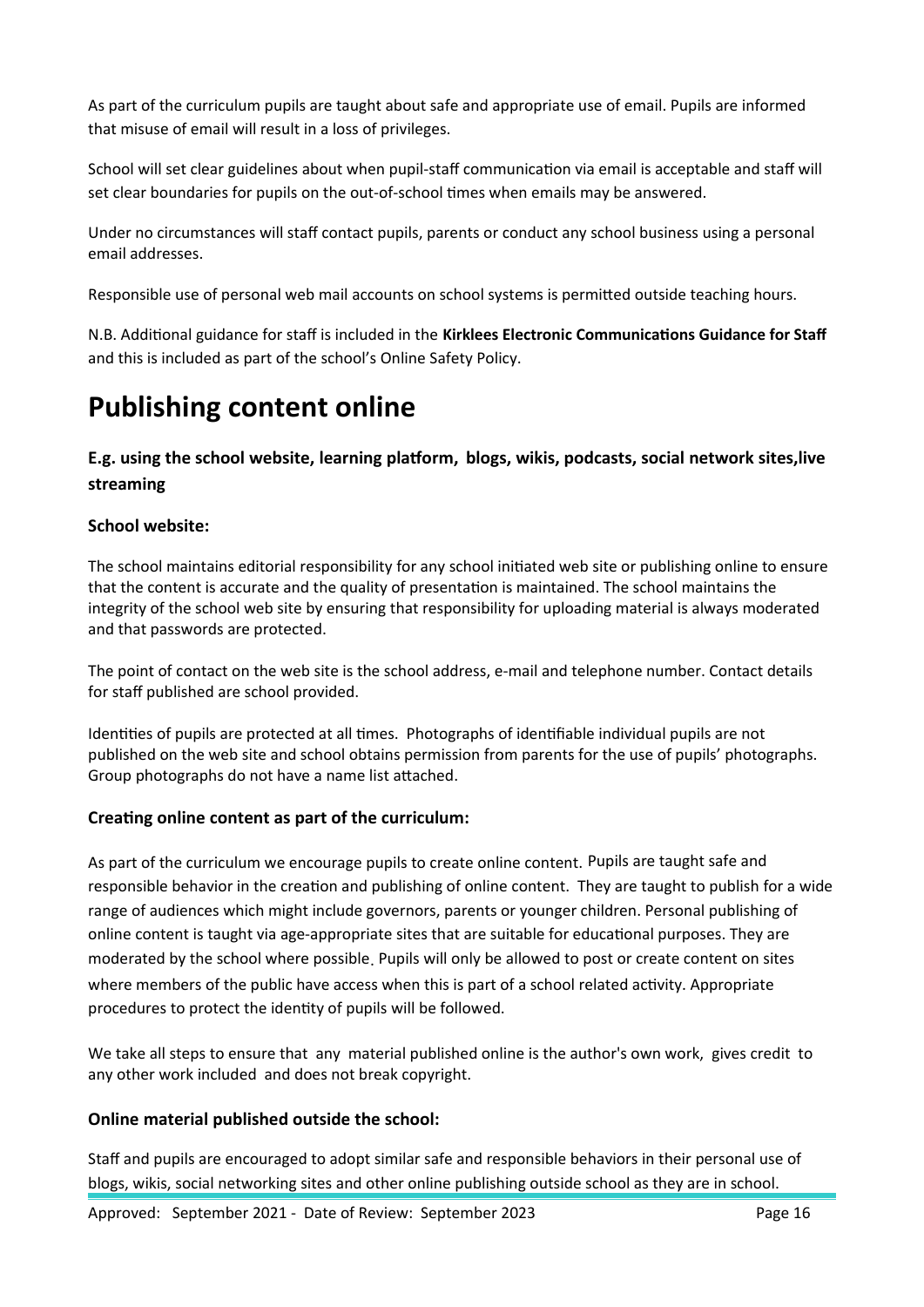As part of the curriculum pupils are taught about safe and appropriate use of email. Pupils are informed that misuse of email will result in a loss of privileges.

School will set clear guidelines about when pupil-staff communication via email is acceptable and staff will set clear boundaries for pupils on the out-of-school times when emails may be answered.

Under no circumstances will staff contact pupils, parents or conduct any school business using a personal email addresses.

Responsible use of personal web mail accounts on school systems is permitted outside teaching hours.

N.B. Additional guidance for staff is included in the **Kirklees Electronic Communications Guidance for Staff** and this is included as part of the school's Online Safety Policy.

# Publishing content online

### E.g. using the school website, learning platform, blogs, wikis, podcasts, social network sites,live streaming

### School website:

The school maintains editorial responsibility for any school initiated web site or publishing online to ensure that the content is accurate and the quality of presentation is maintained. The school maintains the integrity of the school web site by ensuring that responsibility for uploading material is always moderated and that passwords are protected.

The point of contact on the web site is the school address, e-mail and telephone number. Contact details for staff published are school provided.

Identities of pupils are protected at all times. Photographs of identifiable individual pupils are not published on the web site and school obtains permission from parents for the use of pupils' photographs. Group photographs do not have a name list attached.

### Creating online content as part of the curriculum:

As part of the curriculum we encourage pupils to create online content. Pupils are taught safe and responsible behavior in the creation and publishing of online content. They are taught to publish for a wide range of audiences which might include governors, parents or younger children. Personal publishing of online content is taught via age-appropriate sites that are suitable for educational purposes. They are moderated by the school where possible. Pupils will only be allowed to post or create content on sites where members of the public have access when this is part of a school related activity. Appropriate procedures to protect the identity of pupils will be followed.

We take all steps to ensure that any material published online is the author's own work, gives credit to any other work included and does not break copyright.

### Online material published outside the school:

Staff and pupils are encouraged to adopt similar safe and responsible behaviors in their personal use of blogs, wikis, social networking sites and other online publishing outside school as they are in school.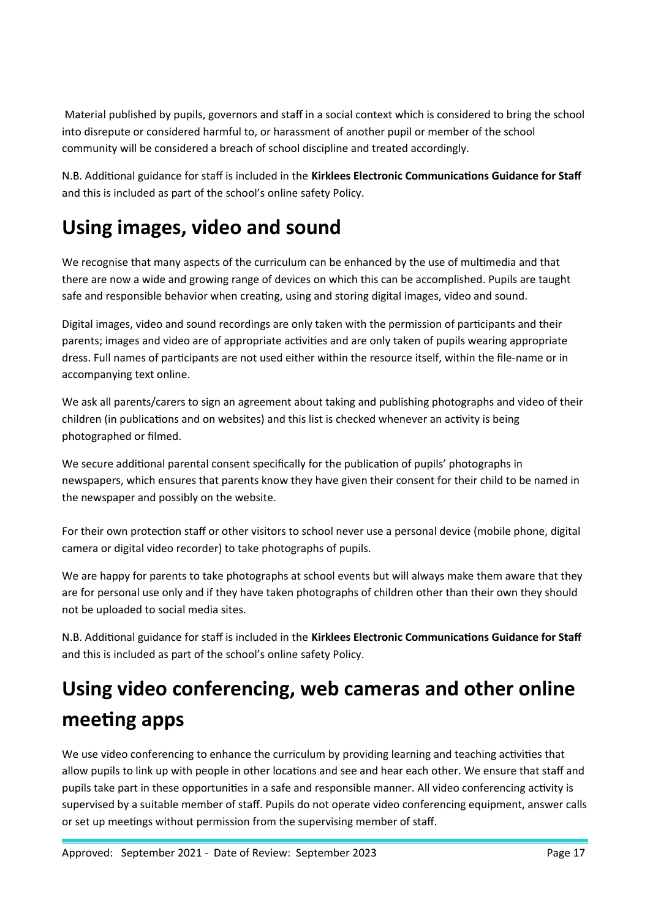Material published by pupils, governors and staff in a social context which is considered to bring the school into disrepute or considered harmful to, or harassment of another pupil or member of the school community will be considered a breach of school discipline and treated accordingly.

N.B. Additional guidance for staff is included in the **Kirklees Electronic Communications Guidance for Staff** and this is included as part of the school's online safety Policy.

# Using images, video and sound

We recognise that many aspects of the curriculum can be enhanced by the use of multimedia and that there are now a wide and growing range of devices on which this can be accomplished. Pupils are taught safe and responsible behavior when creating, using and storing digital images, video and sound.

Digital images, video and sound recordings are only taken with the permission of participants and their parents; images and video are of appropriate activities and are only taken of pupils wearing appropriate dress. Full names of participants are not used either within the resource itself, within the file-name or in accompanying text online.

We ask all parents/carers to sign an agreement about taking and publishing photographs and video of their children (in publications and on websites) and this list is checked whenever an activity is being photographed or filmed.

We secure additional parental consent specifically for the publication of pupils' photographs in newspapers, which ensures that parents know they have given their consent for their child to be named in the newspaper and possibly on the website.

For their own protection staff or other visitors to school never use a personal device (mobile phone, digital camera or digital video recorder) to take photographs of pupils.

We are happy for parents to take photographs at school events but will always make them aware that they are for personal use only and if they have taken photographs of children other than their own they should not be uploaded to social media sites.

N.B. Additional guidance for staff is included in the **Kirklees Electronic Communications Guidance for Staff** and this is included as part of the school's online safety Policy.

# Using video conferencing, web cameras and other online meeting apps

We use video conferencing to enhance the curriculum by providing learning and teaching activities that allow pupils to link up with people in other locations and see and hear each other. We ensure that staff and pupils take part in these opportunities in a safe and responsible manner. All video conferencing activity is supervised by a suitable member of staff. Pupils do not operate video conferencing equipment, answer calls or set up meetings without permission from the supervising member of staff.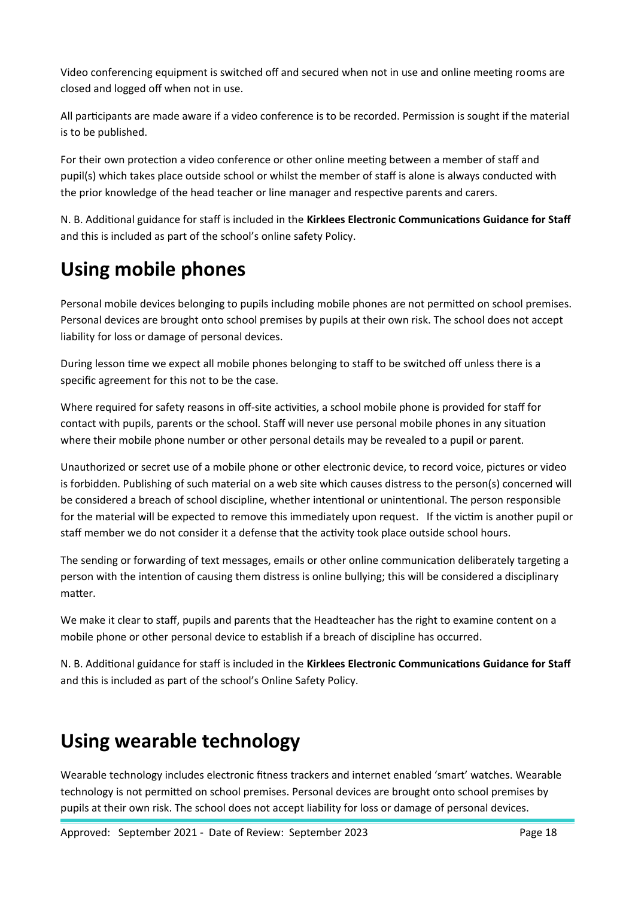Video conferencing equipment is switched off and secured when not in use and online meeting rooms are closed and logged off when not in use.

All participants are made aware if a video conference is to be recorded. Permission is sought if the material is to be published.

For their own protection a video conference or other online meeting between a member of staff and pupil(s) which takes place outside school or whilst the member of staff is alone is always conducted with the prior knowledge of the head teacher or line manager and respective parents and carers.

N. B. Additional guidance for staff is included in the **Kirklees Electronic Communications Guidance for Staff** and this is included as part of the school's online safety Policy.

# Using mobile phones

Personal mobile devices belonging to pupils including mobile phones are not permitted on school premises. Personal devices are brought onto school premises by pupils at their own risk. The school does not accept liability for loss or damage of personal devices.

During lesson time we expect all mobile phones belonging to staff to be switched off unless there is a specific agreement for this not to be the case.

Where required for safety reasons in off-site activities, a school mobile phone is provided for staff for contact with pupils, parents or the school. Staff will never use personal mobile phones in any situation where their mobile phone number or other personal details may be revealed to a pupil or parent.

Unauthorized or secret use of a mobile phone or other electronic device, to record voice, pictures or video is forbidden. Publishing of such material on a web site which causes distress to the person(s) concerned will be considered a breach of school discipline, whether intentional or unintentional. The person responsible for the material will be expected to remove this immediately upon request. If the victim is another pupil or staff member we do not consider it a defense that the activity took place outside school hours.

The sending or forwarding of text messages, emails or other online communication deliberately targeting a person with the intention of causing them distress is online bullying; this will be considered a disciplinary matter.

We make it clear to staff, pupils and parents that the Headteacher has the right to examine content on a mobile phone or other personal device to establish if a breach of discipline has occurred.

N. B. Additional guidance for staff is included in the **Kirklees Electronic Communications Guidance for Staff** and this is included as part of the school's Online Safety Policy.

# Using wearable technology

Wearable technology includes electronic fitness trackers and internet enabled 'smart' watches. Wearable technology is not permitted on school premises. Personal devices are brought onto school premises by pupils at their own risk. The school does not accept liability for loss or damage of personal devices.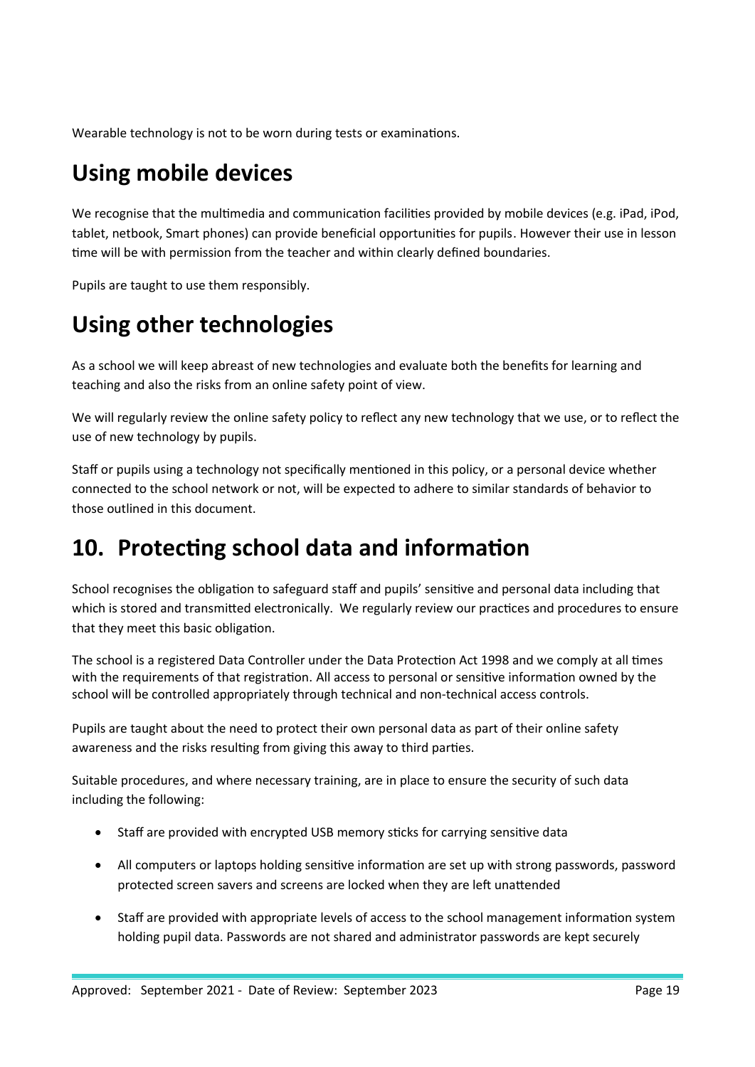Wearable technology is not to be worn during tests or examinations.

## Using mobile devices

We recognise that the multimedia and communication facilities provided by mobile devices (e.g. iPad, iPod, tablet, netbook, Smart phones) can provide beneficial opportunities for pupils. However their use in lesson time will be with permission from the teacher and within clearly defined boundaries.

Pupils are taught to use them responsibly.

## Using other technologies

As a school we will keep abreast of new technologies and evaluate both the benefits for learning and teaching and also the risks from an online safety point of view.

We will regularly review the online safety policy to reflect any new technology that we use, or to reflect the use of new technology by pupils.

Staff or pupils using a technology not specifically mentioned in this policy, or a personal device whether connected to the school network or not, will be expected to adhere to similar standards of behavior to those outlined in this document.

## 10. Protecting school data and information

School recognises the obligation to safeguard staff and pupils' sensitive and personal data including that which is stored and transmitted electronically. We regularly review our practices and procedures to ensure that they meet this basic obligation.

The school is a registered Data Controller under the Data Protection Act 1998 and we comply at all times with the requirements of that registration. All access to personal or sensitive information owned by the school will be controlled appropriately through technical and non-technical access controls.

Pupils are taught about the need to protect their own personal data as part of their online safety awareness and the risks resulting from giving this away to third parties.

Suitable procedures, and where necessary training, are in place to ensure the security of such data including the following:

- Staff are provided with encrypted USB memory sticks for carrying sensitive data
- All computers or laptops holding sensitive information are set up with strong passwords, password protected screen savers and screens are locked when they are left unattended
- Staff are provided with appropriate levels of access to the school management information system holding pupil data. Passwords are not shared and administrator passwords are kept securely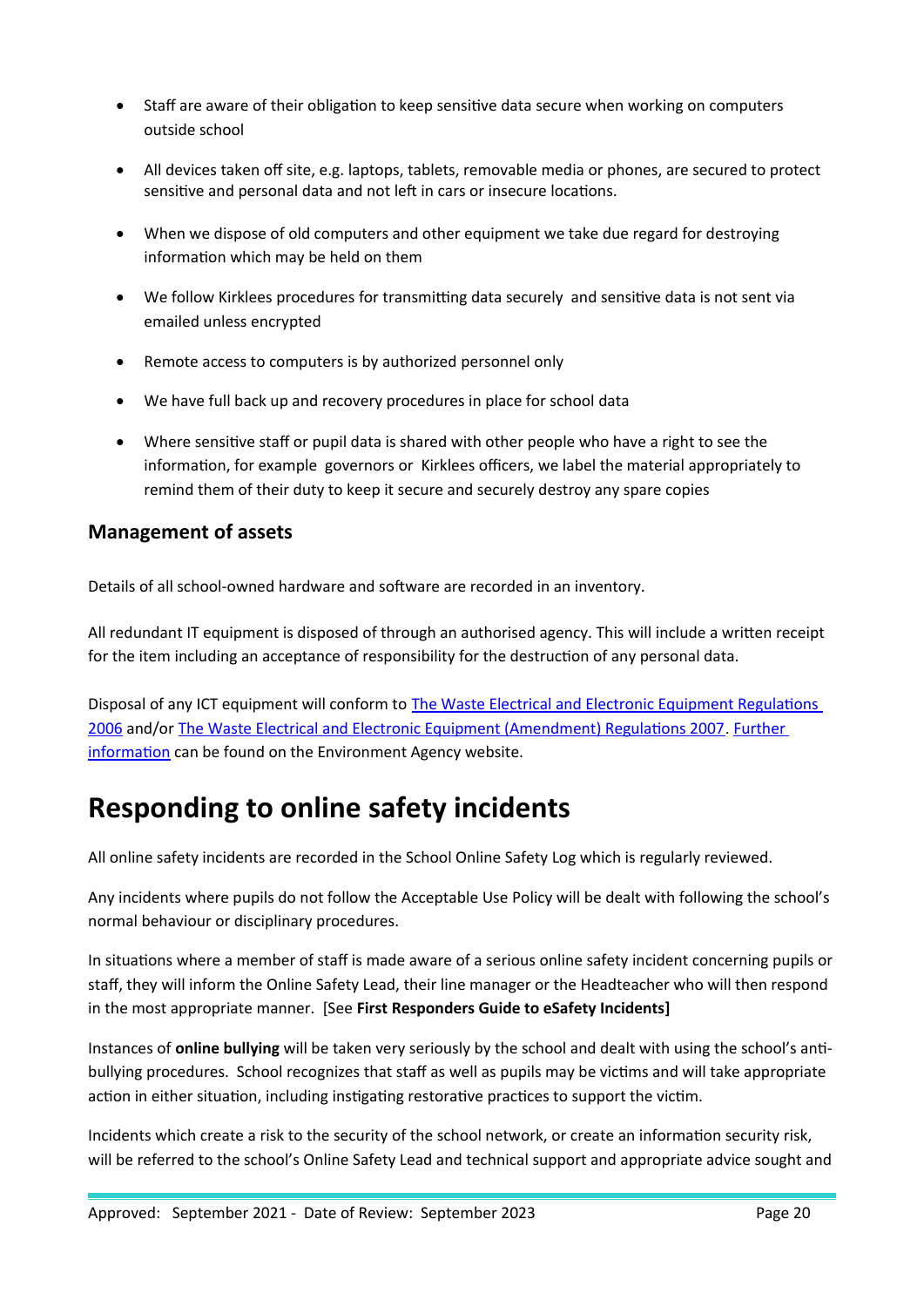- Staff are aware of their obligation to keep sensitive data secure when working on computers outside school
- All devices taken off site, e.g. laptops, tablets, removable media or phones, are secured to protect sensitive and personal data and not left in cars or insecure locations.
- When we dispose of old computers and other equipment we take due regard for destroying information which may be held on them
- We follow Kirklees procedures for transmitting data securely and sensitive data is not sent via emailed unless encrypted
- Remote access to computers is by authorized personnel only
- We have full back up and recovery procedures in place for school data
- Where sensitive staff or pupil data is shared with other people who have a right to see the information, for example governors or Kirklees officers, we label the material appropriately to remind them of their duty to keep it secure and securely destroy any spare copies

### Management of assets

Details of all school-owned hardware and software are recorded in an inventory.

All redundant IT equipment is disposed of through an authorised agency. This will include a written receipt for the item including an acceptance of responsibility for the destruction of any personal data.

Disposal of any ICT equipment will conform to The Waste Electrical and Electronic Equipment Regulations 2006 and/or The Waste Electrical and Electronic Equipment (Amendment) Regulations 2007. Further information can be found on the Environment Agency website.

# Responding to online safety incidents

All online safety incidents are recorded in the School Online Safety Log which is regularly reviewed.

Any incidents where pupils do not follow the Acceptable Use Policy will be dealt with following the school's normal behaviour or disciplinary procedures.

In situations where a member of staff is made aware of a serious online safety incident concerning pupils or staff, they will inform the Online Safety Lead, their line manager or the Headteacher who will then respond in the most appropriate manner. [See **First Responders Guide to eSafety Incidents]**

Instances of **online bullying** will be taken very seriously by the school and dealt with using the school's anti-bullying procedures. School recognizes that staff as well as pupils may be victims and will take appropriate action in either situation, including instigating restorative practices to support the victim.

Incidents which create a risk to the security of the school network, or create an information security risk, will be referred to the school's Online Safety Lead and technical support and appropriate advice sought and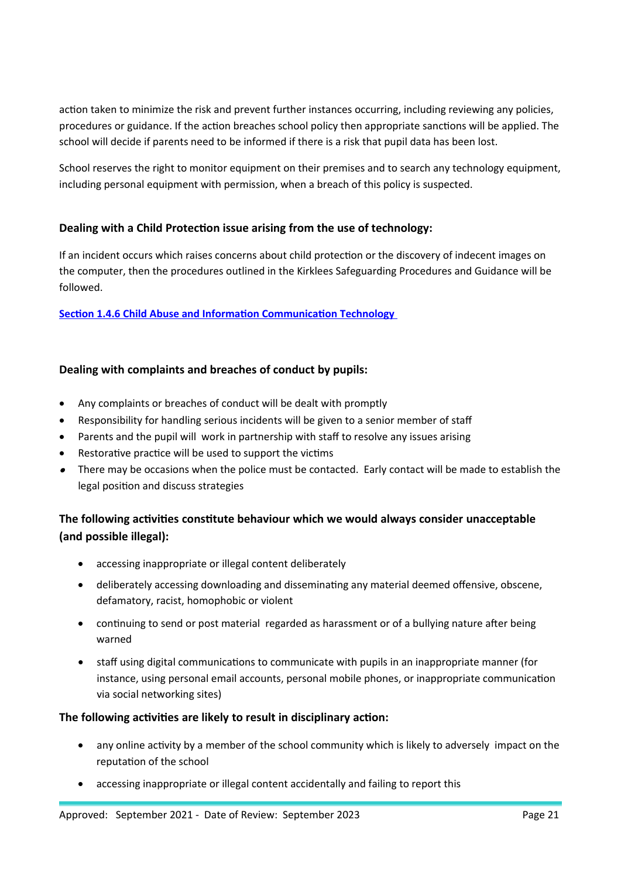action taken to minimize the risk and prevent further instances occurring, including reviewing any policies, procedures or guidance. If the action breaches school policy then appropriate sanctions will be applied. The school will decide if parents need to be informed if there is a risk that pupil data has been lost.

School reserves the right to monitor equipment on their premises and to search any technology equipment, including personal equipment with permission, when a breach of this policy is suspected.

### Dealing with a Child Protection issue arising from the use of technology:

If an incident occurs which raises concerns about child protection or the discovery of indecent images on the computer, then the procedures outlined in the Kirklees Safeguarding Procedures and Guidance will be followed.

**Section 1.4.6 Child Abuse and Information Communication Technology**

### Dealing with complaints and breaches of conduct by pupils:

- Any complaints or breaches of conduct will be dealt with promptly
- Responsibility for handling serious incidents will be given to a senior member of staff
- Parents and the pupil will work in partnership with staff to resolve any issues arising
- Restorative practice will be used to support the victims
- There may be occasions when the police must be contacted. Early contact will be made to establish the legal position and discuss strategies

### The following activities constitute behaviour which we would always consider unacceptable (and possible illegal):

- accessing inappropriate or illegal content deliberately
- deliberately accessing downloading and disseminating any material deemed offensive, obscene, defamatory, racist, homophobic or violent
- continuing to send or post material regarded as harassment or of a bullying nature after being warned
- staff using digital communications to communicate with pupils in an inappropriate manner (for instance, using personal email accounts, personal mobile phones, or inappropriate communication via social networking sites)

### The following activities are likely to result in disciplinary action:

- any online activity by a member of the school community which is likely to adversely impact on the reputation of the school
- accessing inappropriate or illegal content accidentally and failing to report this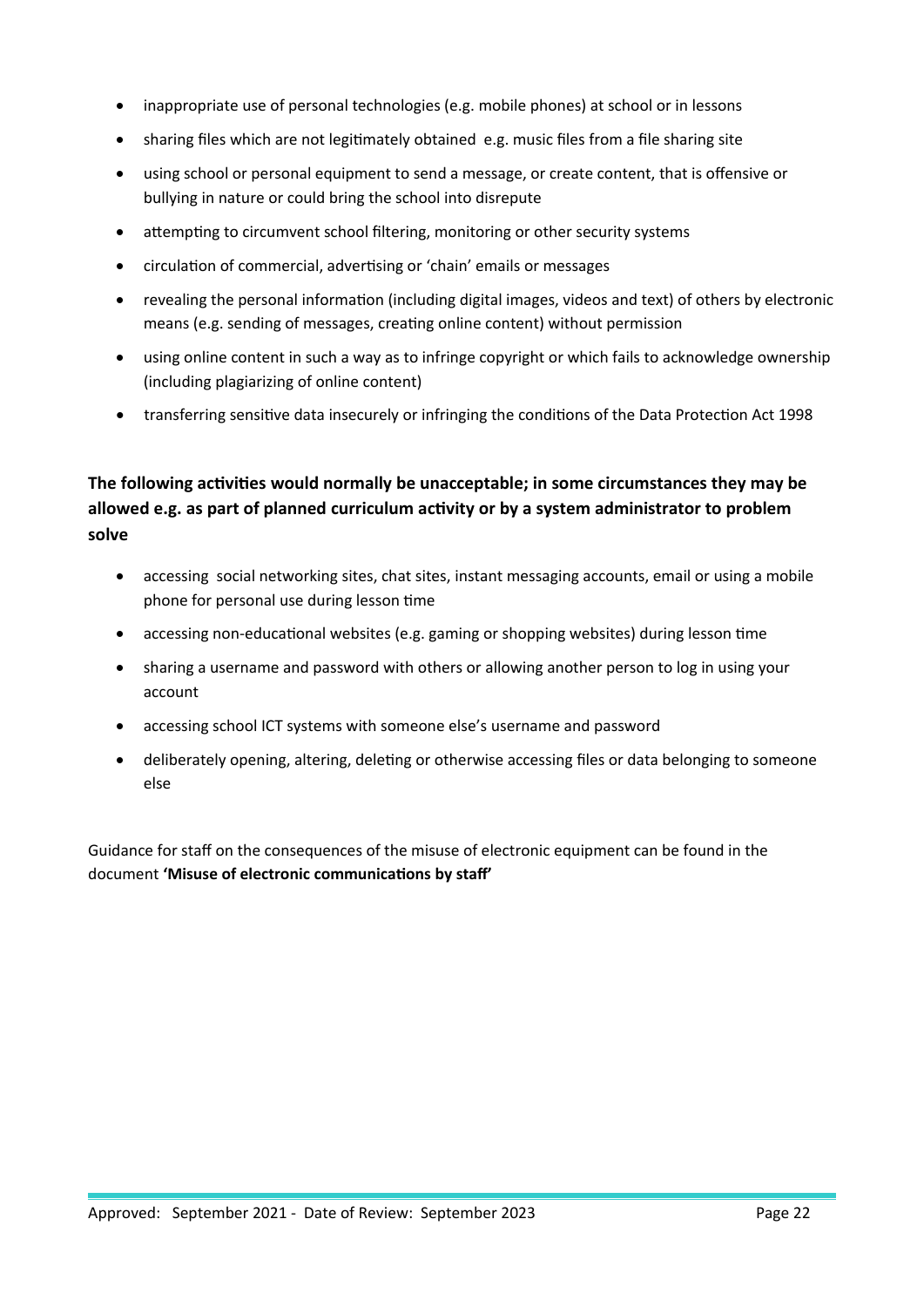- inappropriate use of personal technologies (e.g. mobile phones) at school or in lessons
- sharing files which are not legitimately obtained e.g. music files from a file sharing site
- using school or personal equipment to send a message, or create content, that is offensive or bullying in nature or could bring the school into disrepute
- attempting to circumvent school filtering, monitoring or other security systems
- circulation of commercial, advertising or 'chain' emails or messages
- revealing the personal information (including digital images, videos and text) of others by electronic means (e.g. sending of messages, creating online content) without permission
- using online content in such a way as to infringe copyright or which fails to acknowledge ownership (including plagiarizing of online content)
- transferring sensitive data insecurely or infringing the conditions of the Data Protection Act 1998

**The following activities would normally be unacceptable; in some circumstances they may be allowed e.g. as part of planned curriculum activity or by a system administrator to problem solve**

- accessing social networking sites, chat sites, instant messaging accounts, email or using a mobile phone for personal use during lesson time
- accessing non-educational websites (e.g. gaming or shopping websites) during lesson time
- sharing a username and password with others or allowing another person to log in using your account
- accessing school ICT systems with someone else's username and password
- deliberately opening, altering, deleting or otherwise accessing files or data belonging to someone else

Guidance for staff on the consequences of the misuse of electronic equipment can be found in the document **'Misuse of electronic communications by staff'**